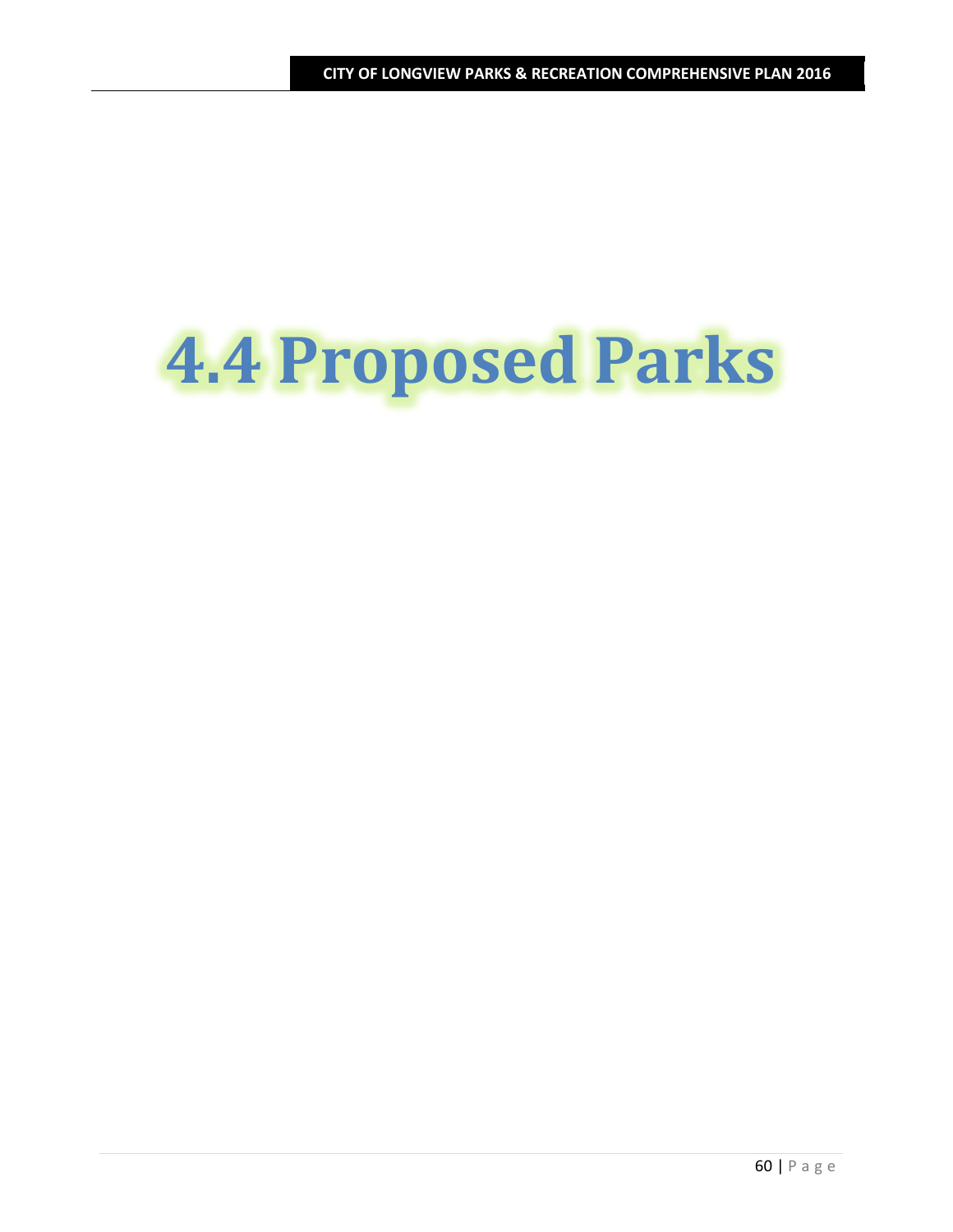# 4.4 Proposed Parks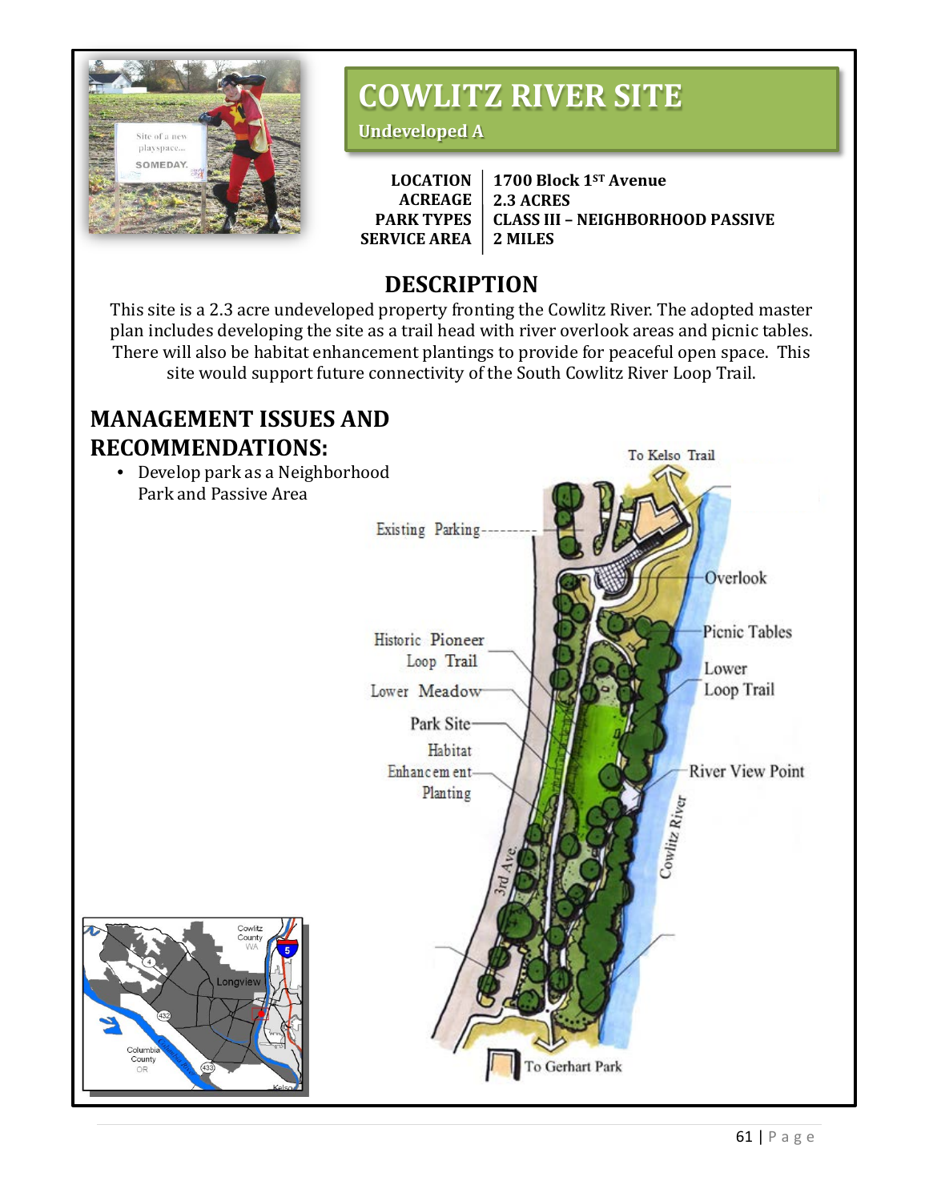# COWLITZ RIVER SITE

**Undeveloped A**

| | |
|---|---|
| **LOCATION** | **1700 Block 1ST Avenue** |
| **ACREAGE** | **2.3 ACRES** |
| **PARK TYPES** | **CLASS III – NEIGHBORHOOD PASSIVE** |
| **SERVICE AREA** | **2 MILES** |

## DESCRIPTION

This site is a 2.3 acre undeveloped property fronting the Cowlitz River. The adopted master plan includes developing the site as a trail head with river overlook areas and picnic tables. There will also be habitat enhancement plantings to provide for peaceful open space. This site would support future connectivity of the South Cowlitz River Loop Trail.

## MANAGEMENT ISSUES AND RECOMMENDATIONS:

- Develop park as a Neighborhood Park and Passive Area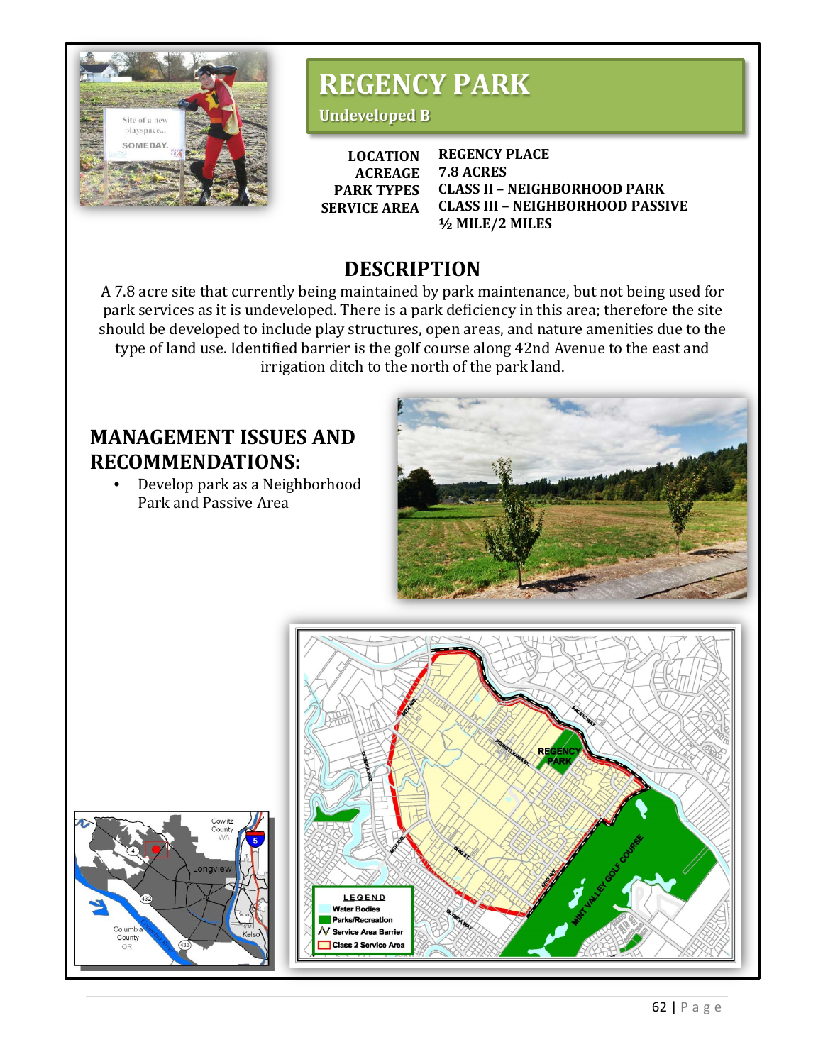# REGENCY PARK

**Undeveloped B**

| | |
|---|---|
| **LOCATION** | **REGENCY PLACE** |
| **ACREAGE** | **7.8 ACRES** |
| **PARK TYPES** | **CLASS II – NEIGHBORHOOD PARK** |
| **SERVICE AREA** | **CLASS III – NEIGHBORHOOD PASSIVE** |
| | **½ MILE/2 MILES** |

## DESCRIPTION

A 7.8 acre site that currently being maintained by park maintenance, but not being used for park services as it is undeveloped. There is a park deficiency in this area; therefore the site should be developed to include play structures, open areas, and nature amenities due to the type of land use. Identified barrier is the golf course along 42nd Avenue to the east and irrigation ditch to the north of the park land.

## MANAGEMENT ISSUES AND RECOMMENDATIONS:

- Develop park as a Neighborhood Park and Passive Area

LEGEND
Water Bodies
Parks/Recreation
Service Area Barrier
Class 2 Service Area

REGENCY PARK
MINT VALLEY GOLF COURSE

Cowlitz County WA
Longview
Columbia County OR
Kelso